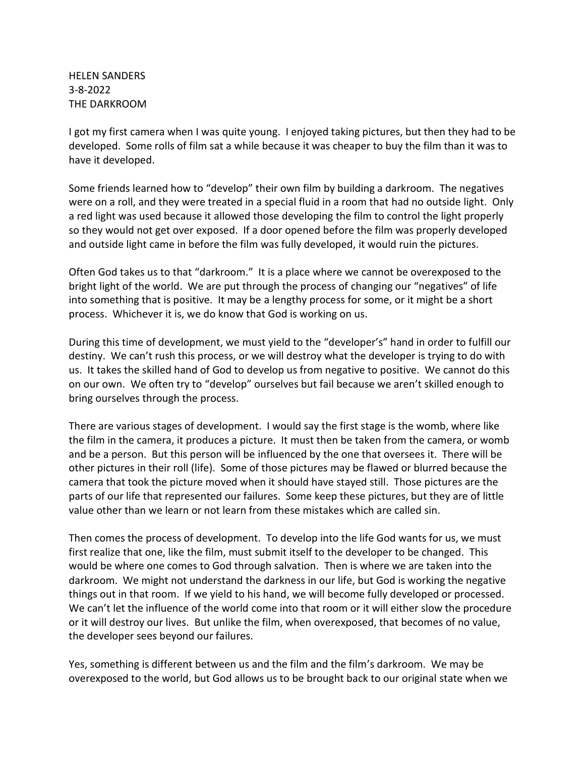HELEN SANDERS
3-8-2022
THE DARKROOM

I got my first camera when I was quite young. I enjoyed taking pictures, but then they had to be developed. Some rolls of film sat a while because it was cheaper to buy the film than it was to have it developed.

Some friends learned how to "develop" their own film by building a darkroom. The negatives were on a roll, and they were treated in a special fluid in a room that had no outside light. Only a red light was used because it allowed those developing the film to control the light properly so they would not get over exposed. If a door opened before the film was properly developed and outside light came in before the film was fully developed, it would ruin the pictures.

Often God takes us to that "darkroom." It is a place where we cannot be overexposed to the bright light of the world. We are put through the process of changing our "negatives" of life into something that is positive. It may be a lengthy process for some, or it might be a short process. Whichever it is, we do know that God is working on us.

During this time of development, we must yield to the "developer's" hand in order to fulfill our destiny. We can't rush this process, or we will destroy what the developer is trying to do with us. It takes the skilled hand of God to develop us from negative to positive. We cannot do this on our own. We often try to "develop" ourselves but fail because we aren't skilled enough to bring ourselves through the process.

There are various stages of development. I would say the first stage is the womb, where like the film in the camera, it produces a picture. It must then be taken from the camera, or womb and be a person. But this person will be influenced by the one that oversees it. There will be other pictures in their roll (life). Some of those pictures may be flawed or blurred because the camera that took the picture moved when it should have stayed still. Those pictures are the parts of our life that represented our failures. Some keep these pictures, but they are of little value other than we learn or not learn from these mistakes which are called sin.

Then comes the process of development. To develop into the life God wants for us, we must first realize that one, like the film, must submit itself to the developer to be changed. This would be where one comes to God through salvation. Then is where we are taken into the darkroom. We might not understand the darkness in our life, but God is working the negative things out in that room. If we yield to his hand, we will become fully developed or processed. We can't let the influence of the world come into that room or it will either slow the procedure or it will destroy our lives. But unlike the film, when overexposed, that becomes of no value, the developer sees beyond our failures.

Yes, something is different between us and the film and the film's darkroom. We may be overexposed to the world, but God allows us to be brought back to our original state when we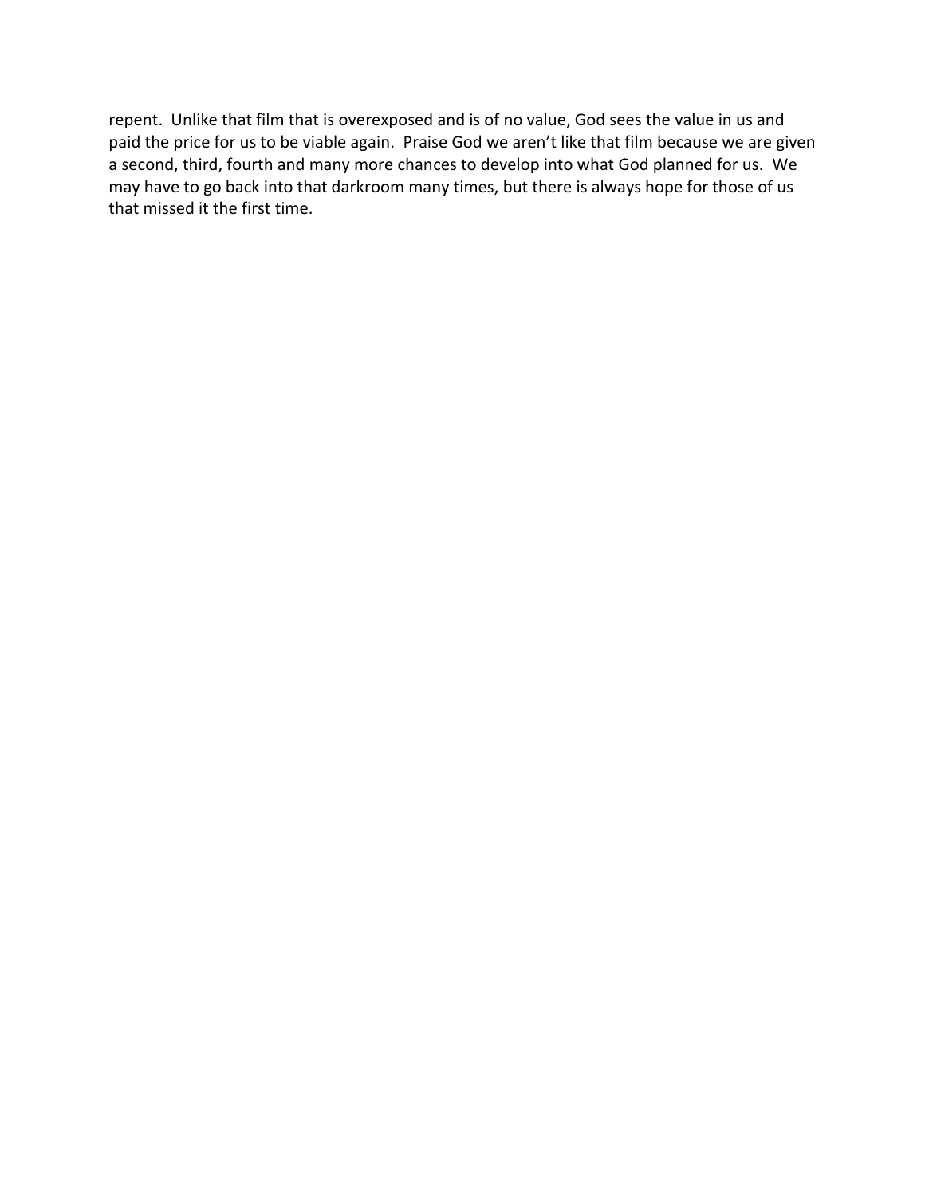repent. Unlike that film that is overexposed and is of no value, God sees the value in us and paid the price for us to be viable again. Praise God we aren't like that film because we are given a second, third, fourth and many more chances to develop into what God planned for us. We may have to go back into that darkroom many times, but there is always hope for those of us that missed it the first time.